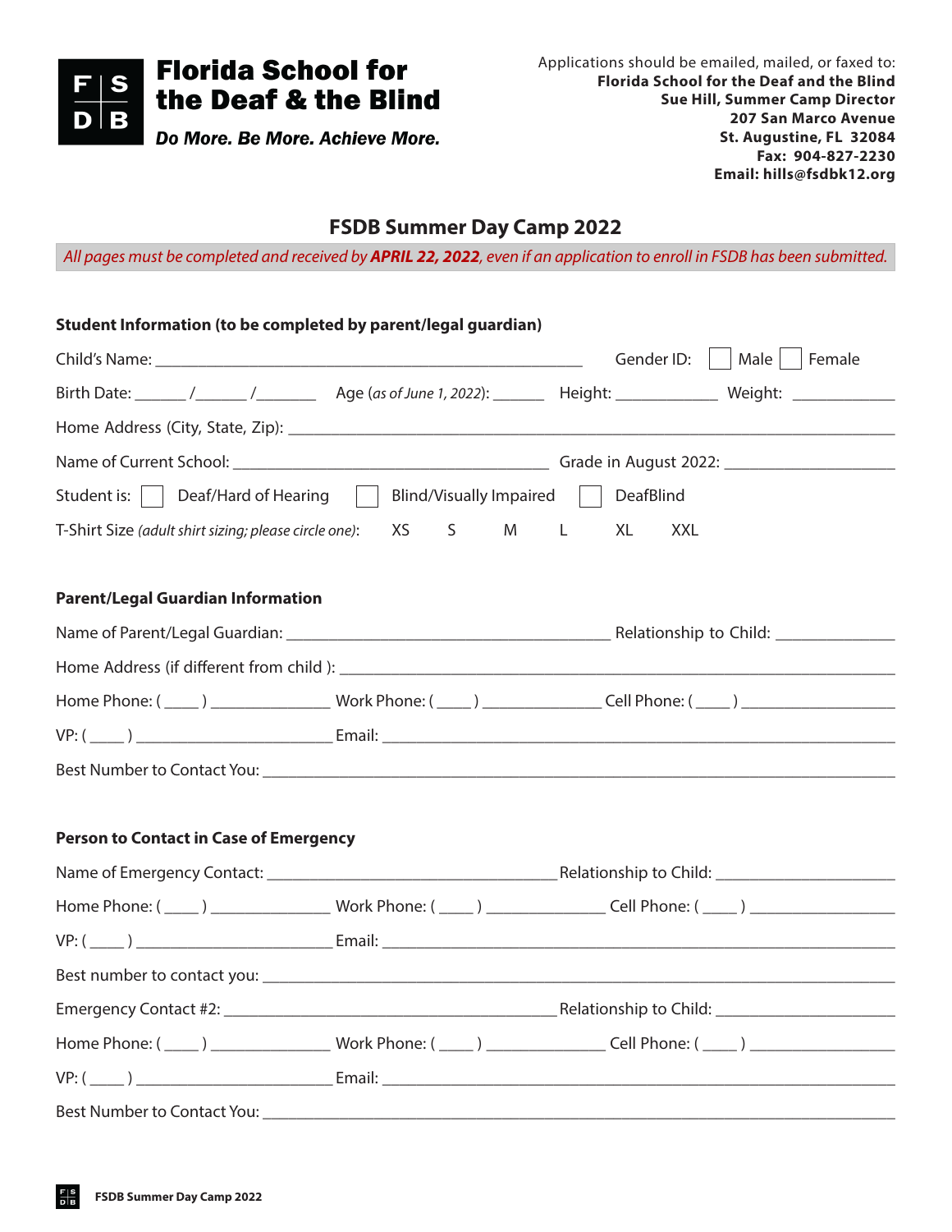**Florida School for the Deaf & the Blind**

***Do More. Be More. Achieve More.***

Applications should be emailed, mailed, or faxed to:
**Florida School for the Deaf and the Blind**
**Sue Hill, Summer Camp Director**
**207 San Marco Avenue**
**St. Augustine, FL 32084**
**Fax: 904-827-2230**
**Email: hills@fsdbk12.org**

# FSDB Summer Day Camp 2022

*All pages must be completed and received by **APRIL 22, 2022**, even if an application to enroll in FSDB has been submitted.*

### Student Information (to be completed by parent/legal guardian)

Child's Name: ____________________________________ Gender ID: ☐ Male ☐ Female

Birth Date: ______ /______ /_______ Age (*as of June 1, 2022*): ______ Height: ____________ Weight: ____________

Home Address (City, State, Zip): ________________________________________________________________

Name of Current School: ______________________________ Grade in August 2022: ________________

Student is: ☐ Deaf/Hard of Hearing ☐ Blind/Visually Impaired ☐ DeafBlind

T-Shirt Size (*adult shirt sizing; please circle one*): XS S M L XL XXL

### Parent/Legal Guardian Information

Name of Parent/Legal Guardian: ______________________________ Relationship to Child: ______________

Home Address (if different from child ): ________________________________________________________

Home Phone: ( ____ ) ______________ Work Phone: ( ____ ) ______________ Cell Phone: ( ____ ) ________________

VP: ( ____ ) ______________________ Email: ______________________________________________________

Best Number to Contact You: ________________________________________________________________

### Person to Contact in Case of Emergency

Name of Emergency Contact: ___________________________ Relationship to Child: ____________________

Home Phone: ( ____ ) ______________ Work Phone: ( ____ ) ______________ Cell Phone: ( ____ ) ________________

VP: ( ____ ) ______________________ Email: ______________________________________________________

Best number to contact you: ________________________________________________________________

Emergency Contact #2: ______________________________ Relationship to Child: ____________________

Home Phone: ( ____ ) ______________ Work Phone: ( ____ ) ______________ Cell Phone: ( ____ ) ________________

VP: ( ____ ) ______________________ Email: ______________________________________________________

Best Number to Contact You: ________________________________________________________________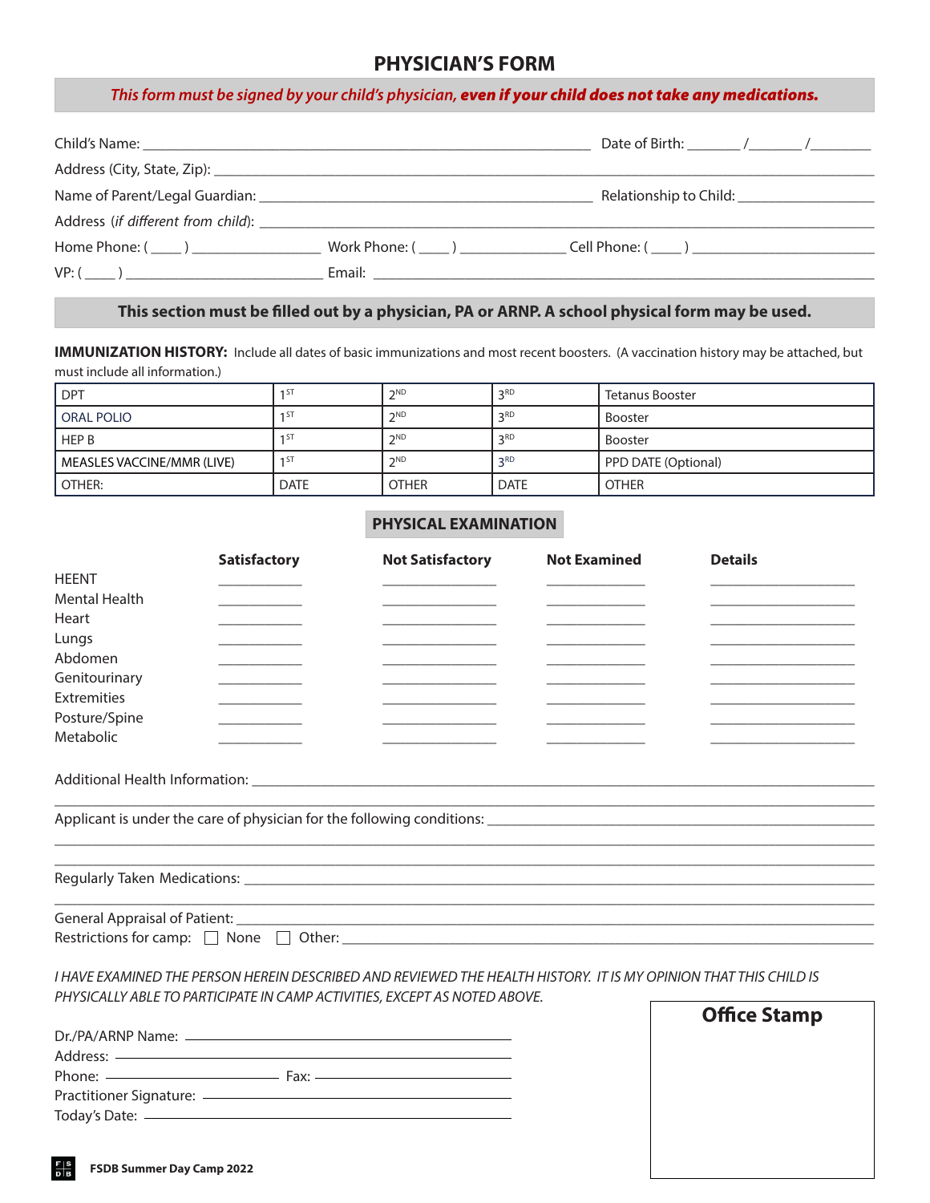# PHYSICIAN'S FORM

*This form must be signed by your child's physician,* ***even if your child does not take any medications.***

Child's Name: ___________________________________ Date of Birth: ______ /______ /______

Address (City, State, Zip): ___________________________________

Name of Parent/Legal Guardian: ___________________________ Relationship to Child: ______________

Address (*if different from child*): ___________________________________

Home Phone: ( ____ ) ______________ Work Phone: ( ____ ) ____________ Cell Phone: ( ____ ) ______________

VP: ( ____ ) ______________________ Email: ___________________________________

**This section must be filled out by a physician, PA or ARNP. A school physical form may be used.**

**IMMUNIZATION HISTORY:** Include all dates of basic immunizations and most recent boosters. (A vaccination history may be attached, but must include all information.)

| | | | | |
|---|---|---|---|---|
| DPT | 1ST | 2ND | 3RD | Tetanus Booster |
| ORAL POLIO | 1ST | 2ND | 3RD | Booster |
| HEP B | 1ST | 2ND | 3RD | Booster |
| MEASLES VACCINE/MMR (LIVE) | 1ST | 2ND | 3RD | PPD DATE (Optional) |
| OTHER: | DATE | OTHER | DATE | OTHER |

## PHYSICAL EXAMINATION

| | Satisfactory | Not Satisfactory | Not Examined | Details |
|---|---|---|---|---|
| HEENT | | | | |
| Mental Health | | | | |
| Heart | | | | |
| Lungs | | | | |
| Abdomen | | | | |
| Genitourinary | | | | |
| Extremities | | | | |
| Posture/Spine | | | | |
| Metabolic | | | | |

Additional Health Information: ___________________________________

___________________________________

Applicant is under the care of physician for the following conditions: ___________________________________

___________________________________

___________________________________

Regularly Taken Medications: ___________________________________

___________________________________

General Appraisal of Patient: ___________________________________

Restrictions for camp: ☐ None ☐ Other: ___________________________________

*I HAVE EXAMINED THE PERSON HEREIN DESCRIBED AND REVIEWED THE HEALTH HISTORY. IT IS MY OPINION THAT THIS CHILD IS PHYSICALLY ABLE TO PARTICIPATE IN CAMP ACTIVITIES, EXCEPT AS NOTED ABOVE.*

Dr./PA/ARNP Name: ___________________________________

Address: ___________________________________

Phone: ________________ Fax: ________________

Practitioner Signature: ___________________________________

Today's Date: ___________________________________

**Office Stamp**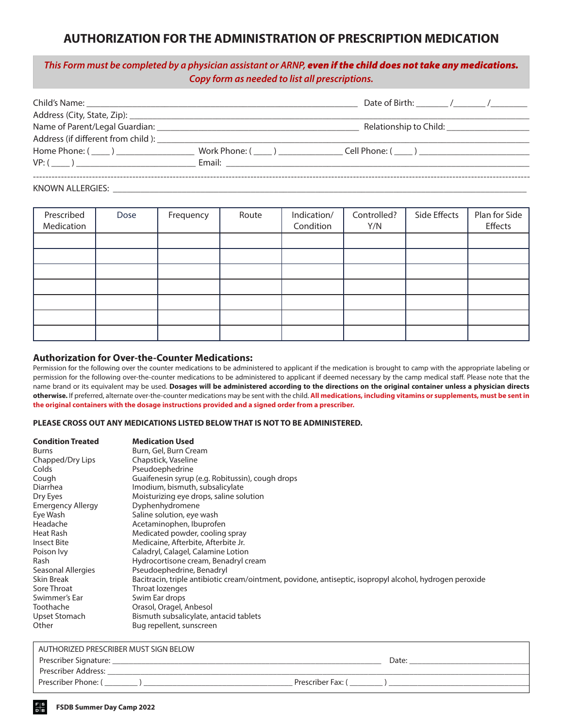# AUTHORIZATION FOR THE ADMINISTRATION OF PRESCRIPTION MEDICATION

*This Form must be completed by a physician assistant or ARNP,* ***even if the child does not take any medications.***
*Copy form as needed to list all prescriptions.*

Child's Name: ___________________________________________ Date of Birth: ______ /______ /_______

Address (City, State, Zip): ___________________________________________

Name of Parent/Legal Guardian: _______________________________ Relationship to Child: _______________

Address (if different from child ): ___________________________________________

Home Phone: ( ____ ) _______________ Work Phone: ( ____ ) _____________ Cell Phone: ( ____ ) _____________________

VP: ( ____ ) _______________________ Email: ___________________________________________

---

KNOWN ALLERGIES: ___________________________________________

| Prescribed Medication | Dose | Frequency | Route | Indication/ Condition | Controlled? Y/N | Side Effects | Plan for Side Effects |
|---|---|---|---|---|---|---|---|
| | | | | | | | |
| | | | | | | | |
| | | | | | | | |
| | | | | | | | |
| | | | | | | | |
| | | | | | | | |
| | | | | | | | |

### Authorization for Over-the-Counter Medications:

Permission for the following over the counter medications to be administered to applicant if the medication is brought to camp with the appropriate labeling or permission for the following over-the-counter medications to be administered to applicant if deemed necessary by the camp medical staff. Please note that the name brand or its equivalent may be used. **Dosages will be administered according to the directions on the original container unless a physician directs otherwise.** If preferred, alternate over-the-counter medications may be sent with the child. **All medications, including vitamins or supplements, must be sent in the original containers with the dosage instructions provided and a signed order from a prescriber.**

**PLEASE CROSS OUT ANY MEDICATIONS LISTED BELOW THAT IS NOT TO BE ADMINISTERED.**

| Condition Treated | Medication Used |
|---|---|
| Burns | Burn, Gel, Burn Cream |
| Chapped/Dry Lips | Chapstick, Vaseline |
| Colds | Pseudoephedrine |
| Cough | Guaifenesin syrup (e.g. Robitussin), cough drops |
| Diarrhea | Imodium, bismuth, subsalicylate |
| Dry Eyes | Moisturizing eye drops, saline solution |
| Emergency Allergy | Dyphenhydromene |
| Eye Wash | Saline solution, eye wash |
| Headache | Acetaminophen, Ibuprofen |
| Heat Rash | Medicated powder, cooling spray |
| Insect Bite | Medicaine, Afterbite, Afterbite Jr. |
| Poison Ivy | Caladryl, Calagel, Calamine Lotion |
| Rash | Hydrocortisone cream, Benadryl cream |
| Seasonal Allergies | Pseudoephedrine, Benadryl |
| Skin Break | Bacitracin, triple antibiotic cream/ointment, povidone, antiseptic, isopropyl alcohol, hydrogen peroxide |
| Sore Throat | Throat lozenges |
| Swimmer's Ear | Swim Ear drops |
| Toothache | Orasol, Oragel, Anbesol |
| Upset Stomach | Bismuth subsalicylate, antacid tablets |
| Other | Bug repellent, sunscreen |

AUTHORIZED PRESCRIBER MUST SIGN BELOW

Prescriber Signature: ___________________________________________ Date: ____________________

Prescriber Address: ___________________________________________

Prescriber Phone: ( _______ ) ___________________________ Prescriber Fax: ( _______ ) _________________________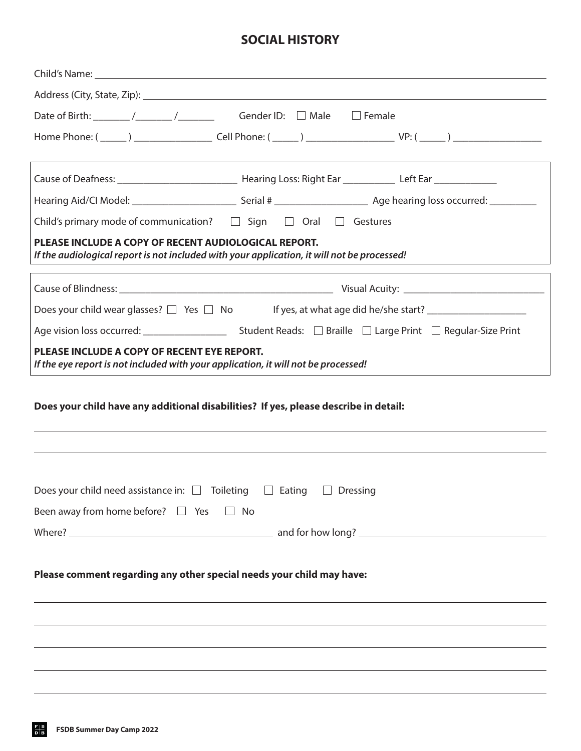# SOCIAL HISTORY

Child's Name: ______________________________________________

Address (City, State, Zip): ______________________________________________

Date of Birth: _______ /_______ /_______ Gender ID: ☐ Male ☐ Female

Home Phone: ( _____ ) _______________ Cell Phone: ( _____ ) _________________ VP: ( _____ ) _________________

Cause of Deafness: _______________________ Hearing Loss: Right Ear __________ Left Ear ____________

Hearing Aid/CI Model: ____________________ Serial # _________________ Age hearing loss occurred: _________

Child's primary mode of communication? ☐ Sign ☐ Oral ☐ Gestures

**PLEASE INCLUDE A COPY OF RECENT AUDIOLOGICAL REPORT.**
***If the audiological report is not included with your application, it will not be processed!***

Cause of Blindness: __________________________________________ Visual Acuity: ___________________________

Does your child wear glasses? ☐ Yes ☐ No If yes, at what age did he/she start? ___________________

Age vision loss occurred: ________________ Student Reads: ☐ Braille ☐ Large Print ☐ Regular-Size Print

**PLEASE INCLUDE A COPY OF RECENT EYE REPORT.**
***If the eye report is not included with your application, it will not be processed!***

**Does your child have any additional disabilities? If yes, please describe in detail:**

______________________________________________

______________________________________________

Does your child need assistance in: ☐ Toileting ☐ Eating ☐ Dressing

Been away from home before? ☐ Yes ☐ No

Where? ______________________________ and for how long? ______________________________

**Please comment regarding any other special needs your child may have:**

______________________________________________

______________________________________________

______________________________________________

______________________________________________

______________________________________________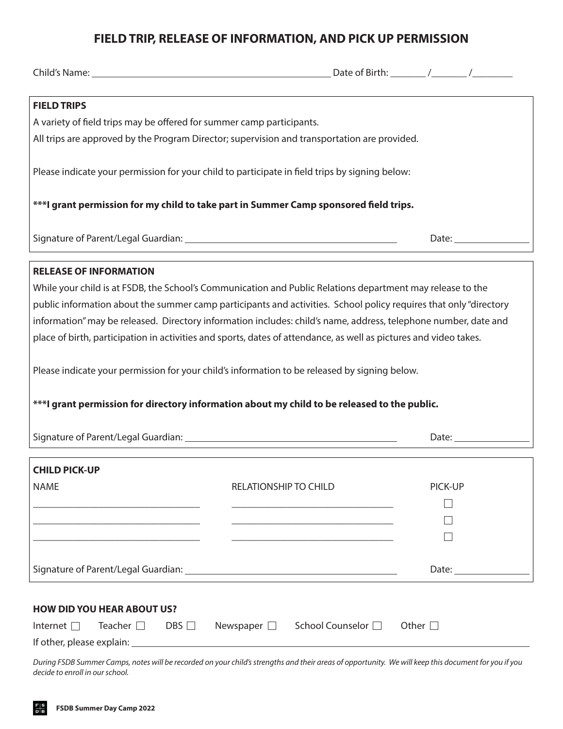# FIELD TRIP, RELEASE OF INFORMATION, AND PICK UP PERMISSION

Child's Name: ______________________________________________ Date of Birth: _______ /_______ /________

## FIELD TRIPS

A variety of field trips may be offered for summer camp participants.

All trips are approved by the Program Director; supervision and transportation are provided.

Please indicate your permission for your child to participate in field trips by signing below:

**\*\*\*I grant permission for my child to take part in Summer Camp sponsored field trips.**

Signature of Parent/Legal Guardian: __________________________________________ Date: _______________

## RELEASE OF INFORMATION

While your child is at FSDB, the School's Communication and Public Relations department may release to the public information about the summer camp participants and activities. School policy requires that only "directory information" may be released. Directory information includes: child's name, address, telephone number, date and place of birth, participation in activities and sports, dates of attendance, as well as pictures and video takes.

Please indicate your permission for your child's information to be released by signing below.

**\*\*\*I grant permission for directory information about my child to be released to the public.**

Signature of Parent/Legal Guardian: __________________________________________ Date: _______________

## CHILD PICK-UP

| NAME | RELATIONSHIP TO CHILD | PICK-UP |
| --- | --- | --- |
| ________________________________ | ________________________________ | ☐ |
| ________________________________ | ________________________________ | ☐ |
| ________________________________ | ________________________________ | ☐ |

Signature of Parent/Legal Guardian: __________________________________________ Date: _______________

## HOW DID YOU HEAR ABOUT US?

Internet ☐ Teacher ☐ DBS ☐ Newspaper ☐ School Counselor ☐ Other ☐

If other, please explain: ____________________________________________________________________________

*During FSDB Summer Camps, notes will be recorded on your child's strengths and their areas of opportunity. We will keep this document for you if you decide to enroll in our school.*